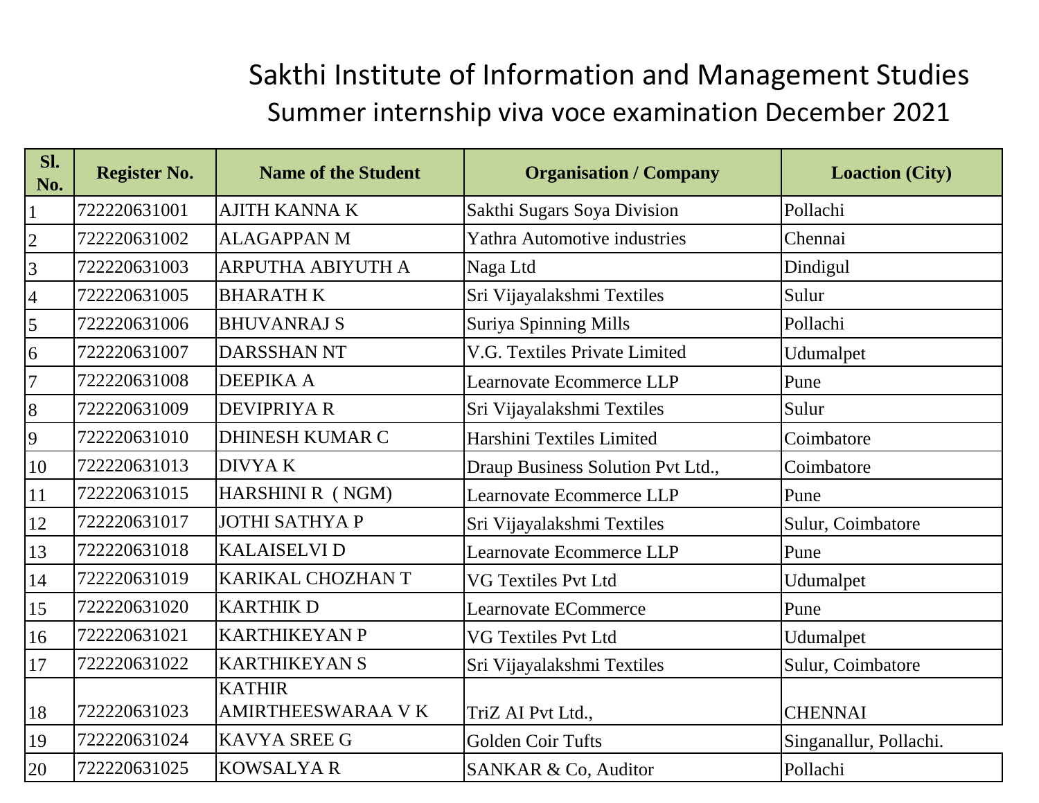# Sakthi Institute of Information and Management Studies

## Summer internship viva voce examination December 2021

| Sl. No. | Register No. | Name of the Student | Organisation / Company | Loaction (City) |
|---|---|---|---|---|
| 1 | 722220631001 | AJITH KANNA K | Sakthi Sugars Soya Division | Pollachi |
| 2 | 722220631002 | ALAGAPPAN M | Yathra Automotive industries | Chennai |
| 3 | 722220631003 | ARPUTHA ABIYUTH A | Naga Ltd | Dindigul |
| 4 | 722220631005 | BHARATH K | Sri Vijayalakshmi Textiles | Sulur |
| 5 | 722220631006 | BHUVANRAJ S | Suriya Spinning Mills | Pollachi |
| 6 | 722220631007 | DARSSHAN NT | V.G. Textiles Private Limited | Udumalpet |
| 7 | 722220631008 | DEEPIKA A | Learnovate Ecommerce LLP | Pune |
| 8 | 722220631009 | DEVIPRIYA R | Sri Vijayalakshmi Textiles | Sulur |
| 9 | 722220631010 | DHINESH KUMAR C | Harshini Textiles Limited | Coimbatore |
| 10 | 722220631013 | DIVYA K | Draup Business Solution Pvt Ltd., | Coimbatore |
| 11 | 722220631015 | HARSHINI R ( NGM) | Learnovate Ecommerce LLP | Pune |
| 12 | 722220631017 | JOTHI SATHYA P | Sri Vijayalakshmi Textiles | Sulur, Coimbatore |
| 13 | 722220631018 | KALAISELVI D | Learnovate Ecommerce LLP | Pune |
| 14 | 722220631019 | KARIKAL CHOZHAN T | VG Textiles Pvt Ltd | Udumalpet |
| 15 | 722220631020 | KARTHIK D | Learnovate ECommerce | Pune |
| 16 | 722220631021 | KARTHIKEYAN P | VG Textiles Pvt Ltd | Udumalpet |
| 17 | 722220631022 | KARTHIKEYAN S | Sri Vijayalakshmi Textiles | Sulur, Coimbatore |
| 18 | 722220631023 | KATHIR AMIRTHEESWARAA V K | TriZ AI Pvt Ltd., | CHENNAI |
| 19 | 722220631024 | KAVYA SREE G | Golden Coir Tufts | Singanallur, Pollachi. |
| 20 | 722220631025 | KOWSALYA R | SANKAR & Co, Auditor | Pollachi |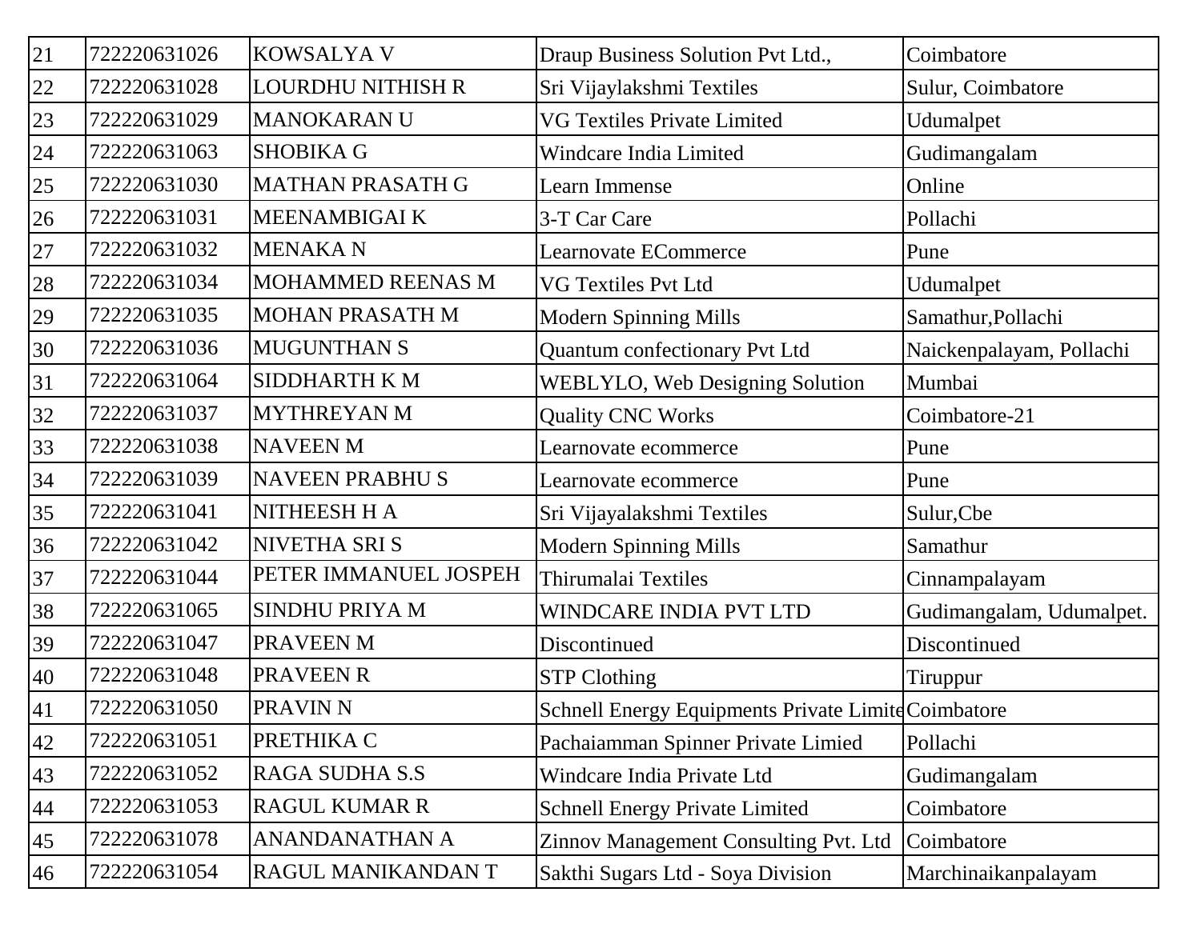| 21 | 722220631026 | KOWSALYA V | Draup Business Solution Pvt Ltd., | Coimbatore |
|---|---|---|---|---|
| 22 | 722220631028 | LOURDHU NITHISH R | Sri Vijaylakshmi Textiles | Sulur, Coimbatore |
| 23 | 722220631029 | MANOKARAN U | VG Textiles Private Limited | Udumalpet |
| 24 | 722220631063 | SHOBIKA G | Windcare India Limited | Gudimangalam |
| 25 | 722220631030 | MATHAN PRASATH G | Learn Immense | Online |
| 26 | 722220631031 | MEENAMBIGAI K | 3-T Car Care | Pollachi |
| 27 | 722220631032 | MENAKA N | Learnovate ECommerce | Pune |
| 28 | 722220631034 | MOHAMMED REENAS M | VG Textiles Pvt Ltd | Udumalpet |
| 29 | 722220631035 | MOHAN PRASATH M | Modern Spinning Mills | Samathur,Pollachi |
| 30 | 722220631036 | MUGUNTHAN S | Quantum confectionary Pvt Ltd | Naickenpalayam, Pollachi |
| 31 | 722220631064 | SIDDHARTH K M | WEBLYLO, Web Designing Solution | Mumbai |
| 32 | 722220631037 | MYTHREYAN M | Quality CNC Works | Coimbatore-21 |
| 33 | 722220631038 | NAVEEN M | Learnovate ecommerce | Pune |
| 34 | 722220631039 | NAVEEN PRABHU S | Learnovate ecommerce | Pune |
| 35 | 722220631041 | NITHEESH H A | Sri Vijayalakshmi Textiles | Sulur,Cbe |
| 36 | 722220631042 | NIVETHA SRI S | Modern Spinning Mills | Samathur |
| 37 | 722220631044 | PETER IMMANUEL JOSPEH | Thirumalai Textiles | Cinnampalayam |
| 38 | 722220631065 | SINDHU PRIYA M | WINDCARE INDIA PVT LTD | Gudimangalam, Udumalpet. |
| 39 | 722220631047 | PRAVEEN M | Discontinued | Discontinued |
| 40 | 722220631048 | PRAVEEN R | STP Clothing | Tiruppur |
| 41 | 722220631050 | PRAVIN N | Schnell Energy Equipments Private Limite | Coimbatore |
| 42 | 722220631051 | PRETHIKA C | Pachaiamman Spinner Private Limied | Pollachi |
| 43 | 722220631052 | RAGA SUDHA S.S | Windcare India Private Ltd | Gudimangalam |
| 44 | 722220631053 | RAGUL KUMAR R | Schnell Energy Private Limited | Coimbatore |
| 45 | 722220631078 | ANANDANATHAN A | Zinnov Management Consulting Pvt. Ltd | Coimbatore |
| 46 | 722220631054 | RAGUL MANIKANDAN T | Sakthi Sugars Ltd - Soya Division | Marchinaikanpalayam |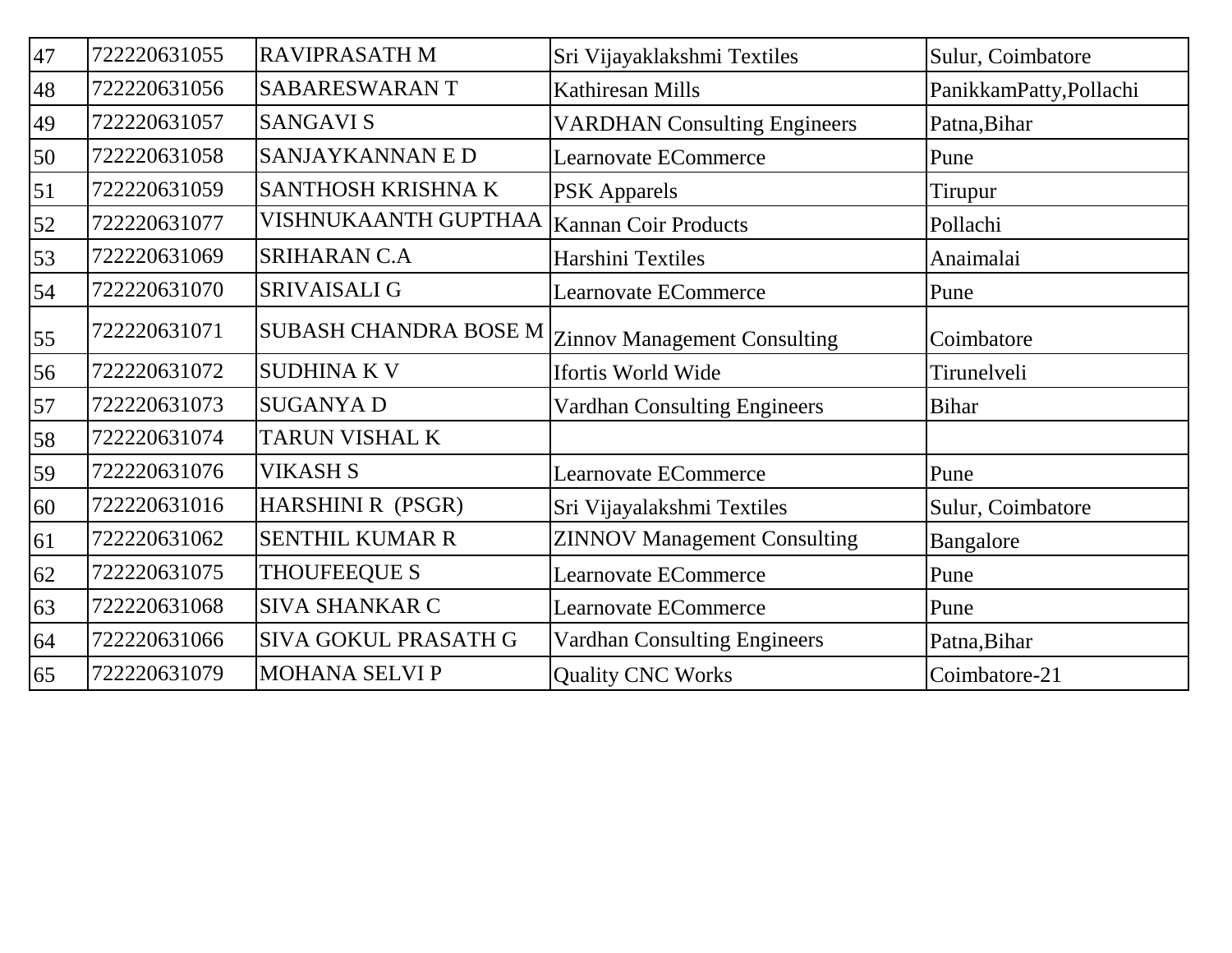| | | | | |
|---|---|---|---|---|
| 47 | 722220631055 | RAVIPRASATH M | Sri Vijayaklakshmi Textiles | Sulur, Coimbatore |
| 48 | 722220631056 | SABARESWARAN T | Kathiresan Mills | PanikkamPatty,Pollachi |
| 49 | 722220631057 | SANGAVI S | VARDHAN Consulting Engineers | Patna,Bihar |
| 50 | 722220631058 | SANJAYKANNAN E D | Learnovate ECommerce | Pune |
| 51 | 722220631059 | SANTHOSH KRISHNA K | PSK Apparels | Tirupur |
| 52 | 722220631077 | VISHNUKAANTH GUPTHAA | Kannan Coir Products | Pollachi |
| 53 | 722220631069 | SRIHARAN C.A | Harshini Textiles | Anaimalai |
| 54 | 722220631070 | SRIVAISALI G | Learnovate ECommerce | Pune |
| 55 | 722220631071 | SUBASH CHANDRA BOSE M | Zinnov Management Consulting | Coimbatore |
| 56 | 722220631072 | SUDHINA K V | Ifortis World Wide | Tirunelveli |
| 57 | 722220631073 | SUGANYA D | Vardhan Consulting Engineers | Bihar |
| 58 | 722220631074 | TARUN VISHAL K | | |
| 59 | 722220631076 | VIKASH S | Learnovate ECommerce | Pune |
| 60 | 722220631016 | HARSHINI R (PSGR) | Sri Vijayalakshmi Textiles | Sulur, Coimbatore |
| 61 | 722220631062 | SENTHIL KUMAR R | ZINNOV Management Consulting | Bangalore |
| 62 | 722220631075 | THOUFEEQUE S | Learnovate ECommerce | Pune |
| 63 | 722220631068 | SIVA SHANKAR C | Learnovate ECommerce | Pune |
| 64 | 722220631066 | SIVA GOKUL PRASATH G | Vardhan Consulting Engineers | Patna,Bihar |
| 65 | 722220631079 | MOHANA SELVI P | Quality CNC Works | Coimbatore-21 |